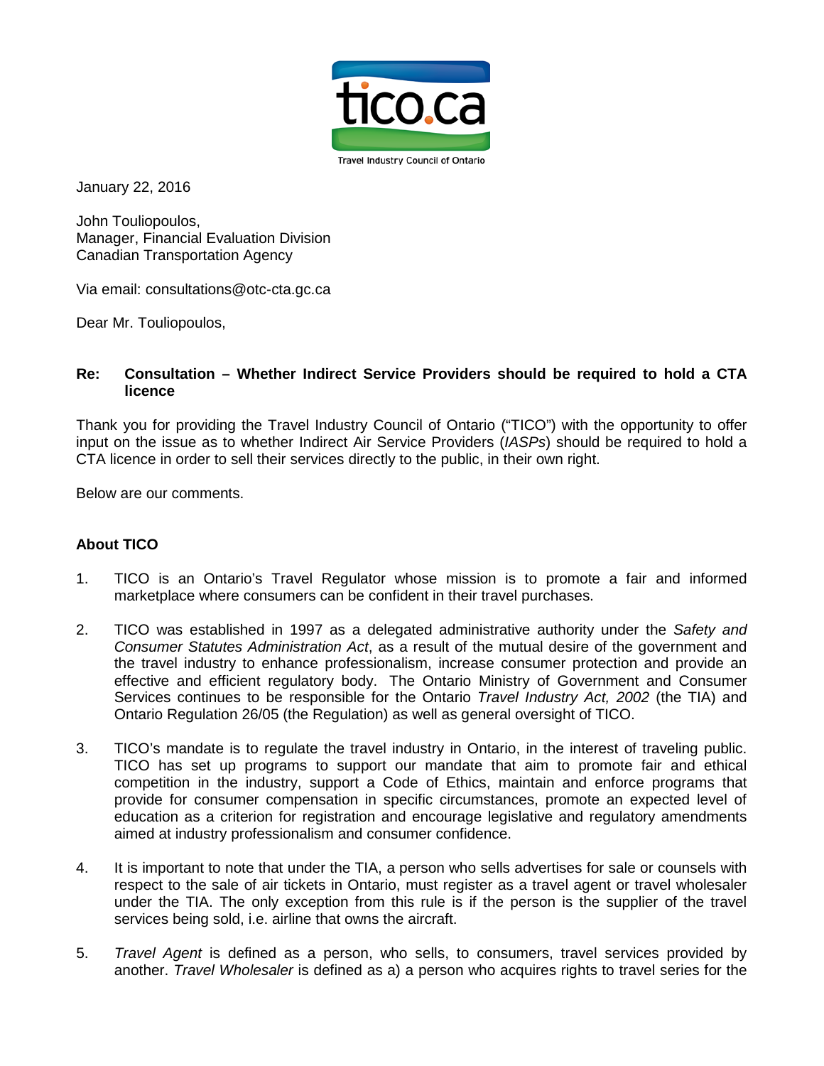tico.ca

Travel Industry Council of Ontario

January 22, 2016

John Touliopoulos,
Manager, Financial Evaluation Division
Canadian Transportation Agency

Via email: consultations@otc-cta.gc.ca

Dear Mr. Touliopoulos,

**Re: Consultation – Whether Indirect Service Providers should be required to hold a CTA licence**

Thank you for providing the Travel Industry Council of Ontario ("TICO") with the opportunity to offer input on the issue as to whether Indirect Air Service Providers (*IASPs*) should be required to hold a CTA licence in order to sell their services directly to the public, in their own right.

Below are our comments.

## About TICO

1. TICO is an Ontario's Travel Regulator whose mission is to promote a fair and informed marketplace where consumers can be confident in their travel purchases.

2. TICO was established in 1997 as a delegated administrative authority under the *Safety and Consumer Statutes Administration Act*, as a result of the mutual desire of the government and the travel industry to enhance professionalism, increase consumer protection and provide an effective and efficient regulatory body. The Ontario Ministry of Government and Consumer Services continues to be responsible for the Ontario *Travel Industry Act, 2002* (the TIA) and Ontario Regulation 26/05 (the Regulation) as well as general oversight of TICO.

3. TICO's mandate is to regulate the travel industry in Ontario, in the interest of traveling public. TICO has set up programs to support our mandate that aim to promote fair and ethical competition in the industry, support a Code of Ethics, maintain and enforce programs that provide for consumer compensation in specific circumstances, promote an expected level of education as a criterion for registration and encourage legislative and regulatory amendments aimed at industry professionalism and consumer confidence.

4. It is important to note that under the TIA, a person who sells advertises for sale or counsels with respect to the sale of air tickets in Ontario, must register as a travel agent or travel wholesaler under the TIA. The only exception from this rule is if the person is the supplier of the travel services being sold, i.e. airline that owns the aircraft.

5. *Travel Agent* is defined as a person, who sells, to consumers, travel services provided by another. *Travel Wholesaler* is defined as a) a person who acquires rights to travel series for the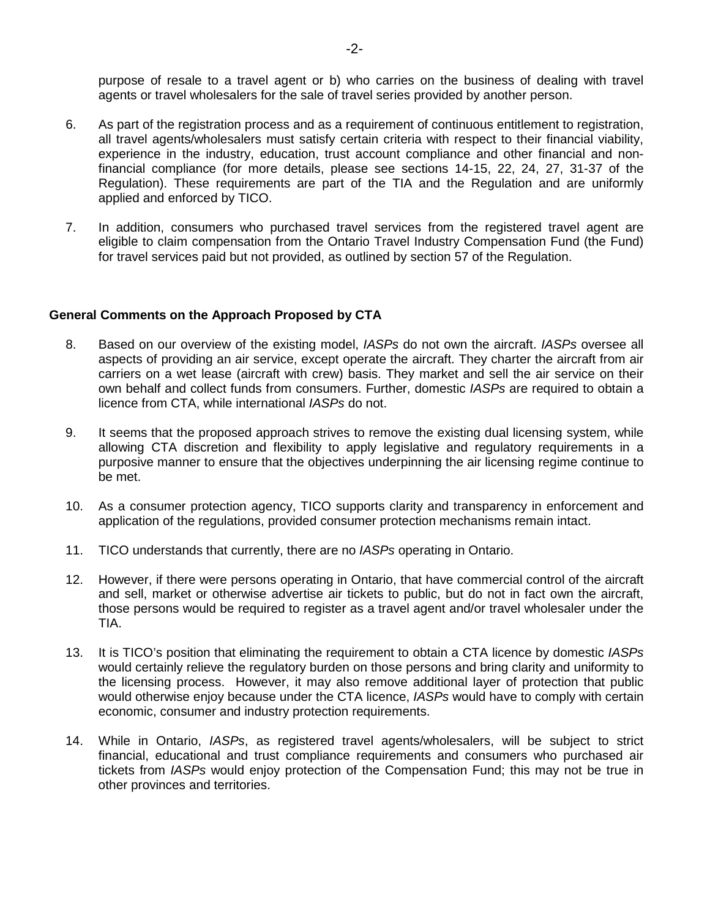purpose of resale to a travel agent or b) who carries on the business of dealing with travel agents or travel wholesalers for the sale of travel series provided by another person.

6. As part of the registration process and as a requirement of continuous entitlement to registration, all travel agents/wholesalers must satisfy certain criteria with respect to their financial viability, experience in the industry, education, trust account compliance and other financial and non-financial compliance (for more details, please see sections 14-15, 22, 24, 27, 31-37 of the Regulation). These requirements are part of the TIA and the Regulation and are uniformly applied and enforced by TICO.

7. In addition, consumers who purchased travel services from the registered travel agent are eligible to claim compensation from the Ontario Travel Industry Compensation Fund (the Fund) for travel services paid but not provided, as outlined by section 57 of the Regulation.

**General Comments on the Approach Proposed by CTA**

8. Based on our overview of the existing model, *IASPs* do not own the aircraft. *IASPs* oversee all aspects of providing an air service, except operate the aircraft. They charter the aircraft from air carriers on a wet lease (aircraft with crew) basis. They market and sell the air service on their own behalf and collect funds from consumers. Further, domestic *IASPs* are required to obtain a licence from CTA, while international *IASPs* do not.

9. It seems that the proposed approach strives to remove the existing dual licensing system, while allowing CTA discretion and flexibility to apply legislative and regulatory requirements in a purposive manner to ensure that the objectives underpinning the air licensing regime continue to be met.

10. As a consumer protection agency, TICO supports clarity and transparency in enforcement and application of the regulations, provided consumer protection mechanisms remain intact.

11. TICO understands that currently, there are no *IASPs* operating in Ontario.

12. However, if there were persons operating in Ontario, that have commercial control of the aircraft and sell, market or otherwise advertise air tickets to public, but do not in fact own the aircraft, those persons would be required to register as a travel agent and/or travel wholesaler under the TIA.

13. It is TICO's position that eliminating the requirement to obtain a CTA licence by domestic *IASPs* would certainly relieve the regulatory burden on those persons and bring clarity and uniformity to the licensing process. However, it may also remove additional layer of protection that public would otherwise enjoy because under the CTA licence, *IASPs* would have to comply with certain economic, consumer and industry protection requirements.

14. While in Ontario, *IASPs*, as registered travel agents/wholesalers, will be subject to strict financial, educational and trust compliance requirements and consumers who purchased air tickets from *IASPs* would enjoy protection of the Compensation Fund; this may not be true in other provinces and territories.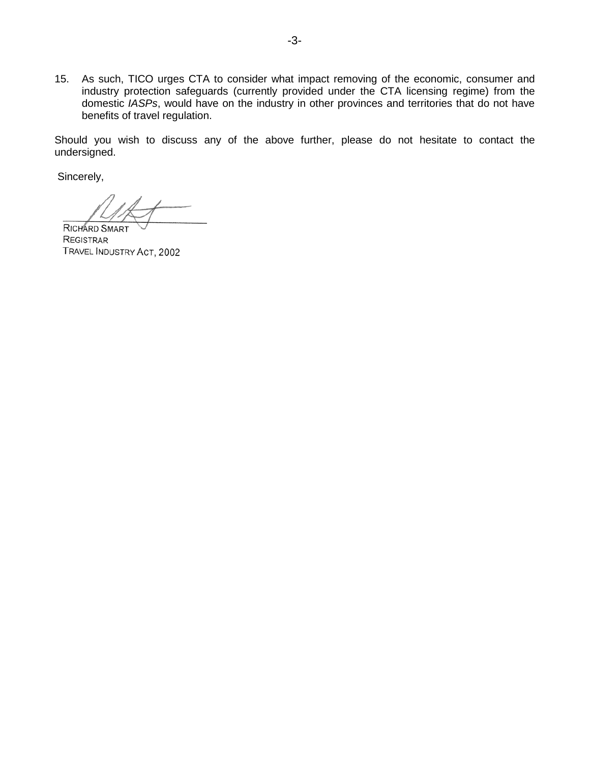15. As such, TICO urges CTA to consider what impact removing of the economic, consumer and industry protection safeguards (currently provided under the CTA licensing regime) from the domestic *IASPs*, would have on the industry in other provinces and territories that do not have benefits of travel regulation.

Should you wish to discuss any of the above further, please do not hesitate to contact the undersigned.

Sincerely,

RICHARD SMART
REGISTRAR
TRAVEL INDUSTRY ACT, 2002